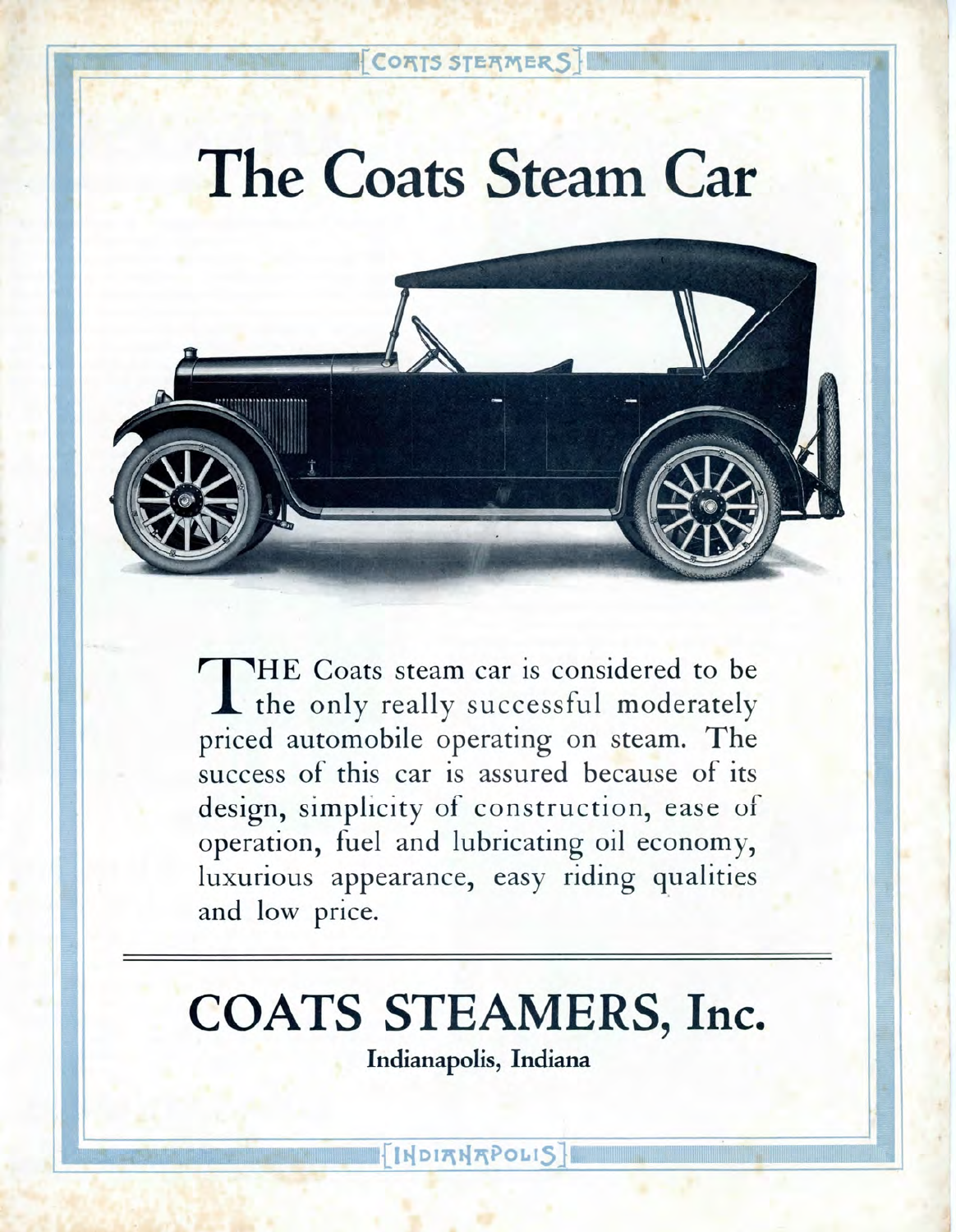# The Coats Steam Car

THE Coats steam car is considered to be the only really successful moderately priced automobile operating on steam. The success of this car is assured because of its design, simplicity of construction, ease of operation, fuel and lubricating oil economy, luxurious appearance, easy riding qualities and low price.

---

## COATS STEAMERS, Inc.

**Indianapolis, Indiana**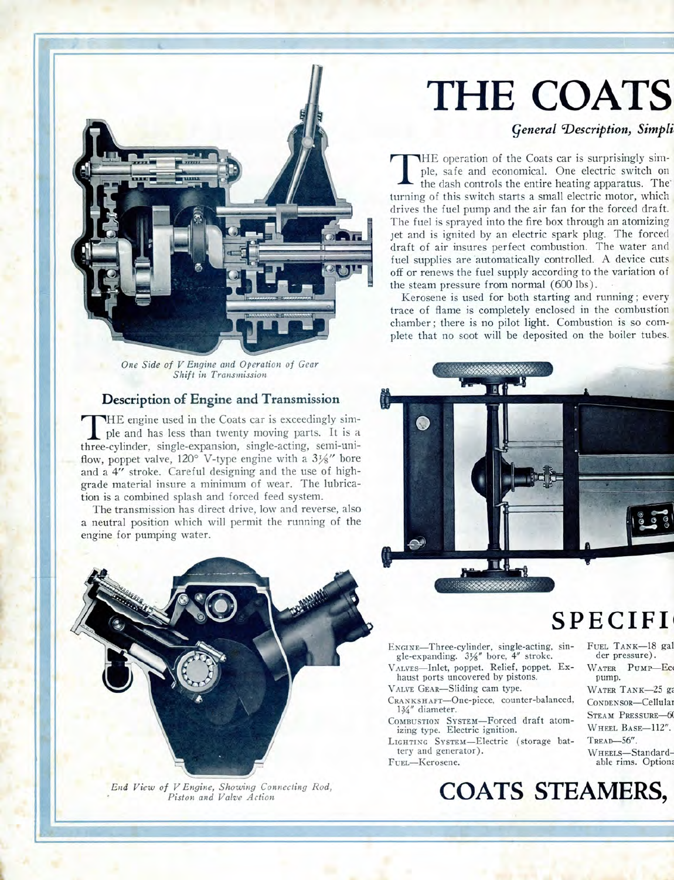# THE COATS

## *General Description, Simpli*

THE operation of the Coats car is surprisingly simple, safe and economical. One electric switch on the dash controls the entire heating apparatus. The turning of this switch starts a small electric motor, which drives the fuel pump and the air fan for the forced draft. The fuel is sprayed into the fire box through an atomizing jet and is ignited by an electric spark plug. The forced draft of air insures perfect combustion. The water and fuel supplies are automatically controlled. A device cuts off or renews the fuel supply according to the variation of the steam pressure from normal (600 lbs).

Kerosene is used for both starting and running; every trace of flame is completely enclosed in the combustion chamber; there is no pilot light. Combustion is so complete that no soot will be deposited on the boiler tubes.

*One Side of V Engine and Operation of Gear Shift in Transmission*

### Description of Engine and Transmission

THE engine used in the Coats car is exceedingly simple and has less than twenty moving parts. It is a three-cylinder, single-expansion, single-acting, semi-uniflow, poppet valve, 120° V-type engine with a 3⅛″ bore and a 4″ stroke. Careful designing and the use of high-grade material insure a minimum of wear. The lubrication is a combined splash and forced feed system.

The transmission has direct drive, low and reverse, also a neutral position which will permit the running of the engine for pumping water.

*End View of V Engine, Showing Connecting Rod, Piston and Valve Action*

## SPECIFI

ENGINE—Three-cylinder, single-acting, single-expanding. 3⅛″ bore, 4″ stroke.

VALVES—Inlet, poppet. Relief, poppet. Exhaust ports uncovered by pistons.

VALVE GEAR—Sliding cam type.

CRANKSHAFT—One-piece, counter-balanced, 1¾″ diameter.

COMBUSTION SYSTEM—Forced draft atomizing type. Electric ignition.

LIGHTING SYSTEM—Electric (storage battery and generator).

FUEL—Kerosene.

FUEL TANK—18 gal der pressure).

WATER PUMP—Ec pump.

WATER TANK—25 ga

CONDENSOR—Cellular

STEAM PRESSURE—60

WHEEL BASE—112″.

TREAD—56″.

WHEELS—Standard- able rims. Optiona

# COATS STEAMERS,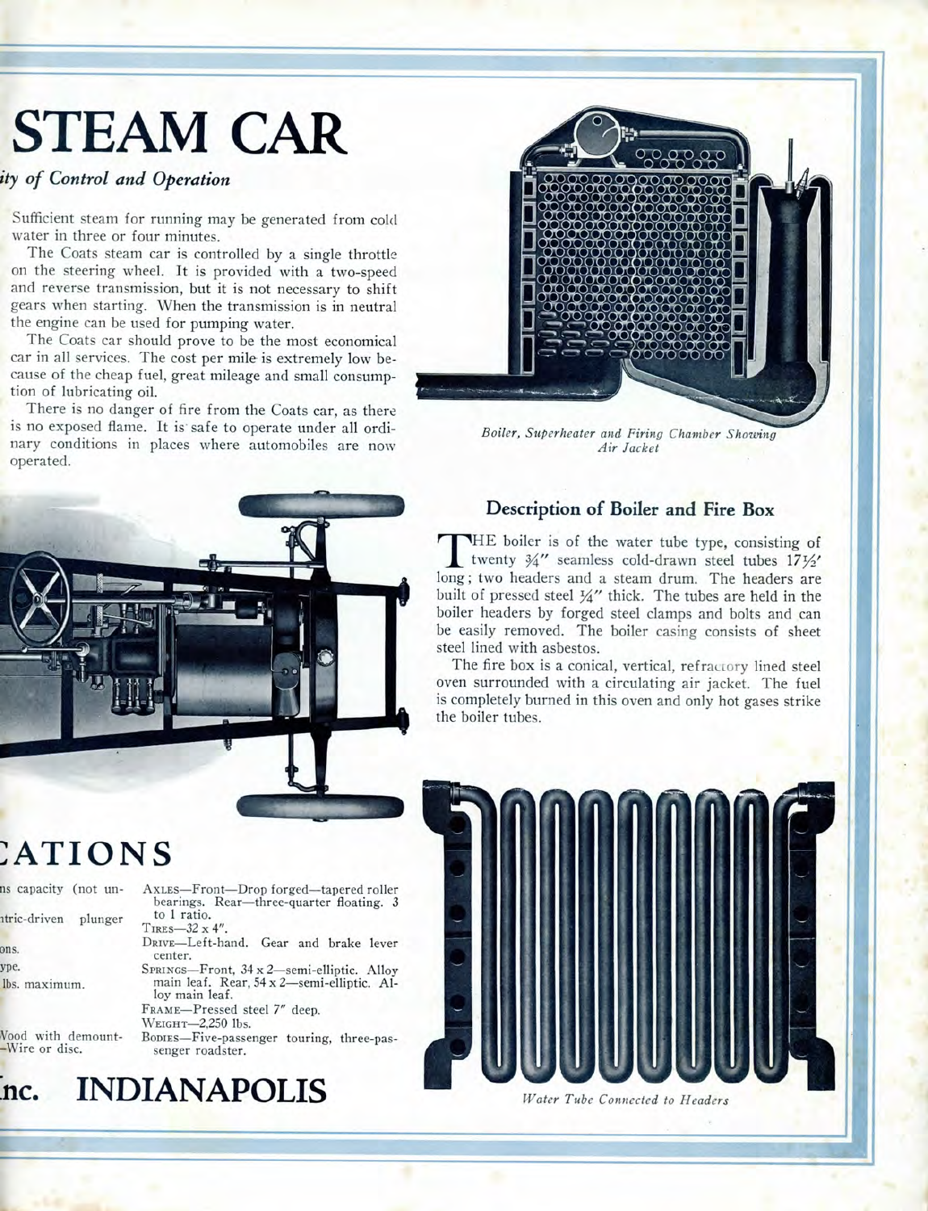# STEAM CAR

## *ity of Control and Operation*

Sufficient steam for running may be generated from cold water in three or four minutes.

The Coats steam car is controlled by a single throttle on the steering wheel. It is provided with a two-speed and reverse transmission, but it is not necessary to shift gears when starting. When the transmission is in neutral the engine can be used for pumping water.

The Coats car should prove to be the most economical car in all services. The cost per mile is extremely low because of the cheap fuel, great mileage and small consumption of lubricating oil.

There is no danger of fire from the Coats car, as there is no exposed flame. It is safe to operate under all ordinary conditions in places where automobiles are now operated.

*Boiler, Superheater and Firing Chamber Showing Air Jacket*

### Description of Boiler and Fire Box

THE boiler is of the water tube type, consisting of twenty ¾″ seamless cold-drawn steel tubes 17½′ long; two headers and a steam drum. The headers are built of pressed steel ¼″ thick. The tubes are held in the boiler headers by forged steel clamps and bolts and can be easily removed. The boiler casing consists of sheet steel lined with asbestos.

The fire box is a conical, vertical, refractory lined steel oven surrounded with a circulating air jacket. The fuel is completely burned in this oven and only hot gases strike the boiler tubes.

# CATIONS

ns capacity (not un-

tric-driven plunger

ons.

ype.

lbs. maximum.

Wood with demount-
—Wire or disc.

AXLES—Front—Drop forged—tapered roller bearings. Rear—three-quarter floating. 3 to 1 ratio.

TIRES—32 x 4″.

DRIVE—Left-hand. Gear and brake lever center.

SPRINGS—Front, 34 x 2—semi-elliptic. Alloy main leaf. Rear, 54 x 2—semi-elliptic. Alloy main leaf.

FRAME—Pressed steel 7″ deep.

WEIGHT—2,250 lbs.

BODIES—Five-passenger touring, three-passenger roadster.

# Inc. INDIANAPOLIS

*Water Tube Connected to Headers*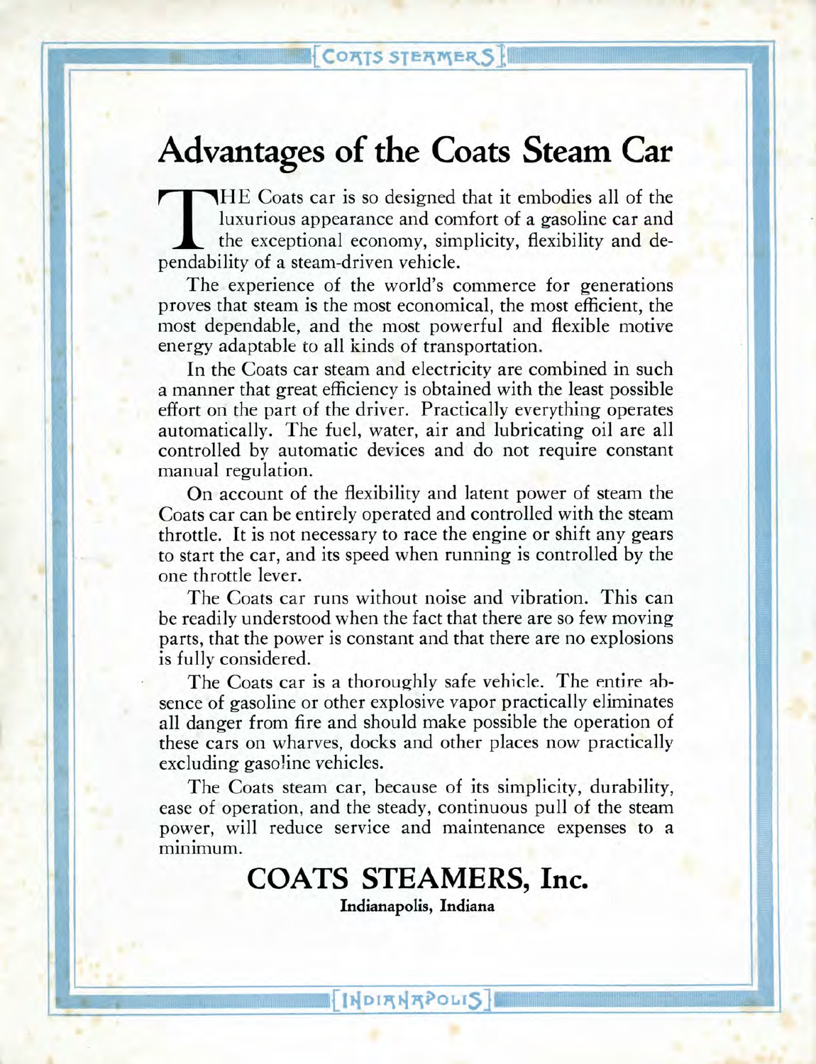# Advantages of the Coats Steam Car

THE Coats car is so designed that it embodies all of the luxurious appearance and comfort of a gasoline car and the exceptional economy, simplicity, flexibility and dependability of a steam-driven vehicle.

The experience of the world's commerce for generations proves that steam is the most economical, the most efficient, the most dependable, and the most powerful and flexible motive energy adaptable to all kinds of transportation.

In the Coats car steam and electricity are combined in such a manner that great efficiency is obtained with the least possible effort on the part of the driver. Practically everything operates automatically. The fuel, water, air and lubricating oil are all controlled by automatic devices and do not require constant manual regulation.

On account of the flexibility and latent power of steam the Coats car can be entirely operated and controlled with the steam throttle. It is not necessary to race the engine or shift any gears to start the car, and its speed when running is controlled by the one throttle lever.

The Coats car runs without noise and vibration. This can be readily understood when the fact that there are so few moving parts, that the power is constant and that there are no explosions is fully considered.

The Coats car is a thoroughly safe vehicle. The entire absence of gasoline or other explosive vapor practically eliminates all danger from fire and should make possible the operation of these cars on wharves, docks and other places now practically excluding gasoline vehicles.

The Coats steam car, because of its simplicity, durability, ease of operation, and the steady, continuous pull of the steam power, will reduce service and maintenance expenses to a minimum.

**COATS STEAMERS, Inc.**

**Indianapolis, Indiana**